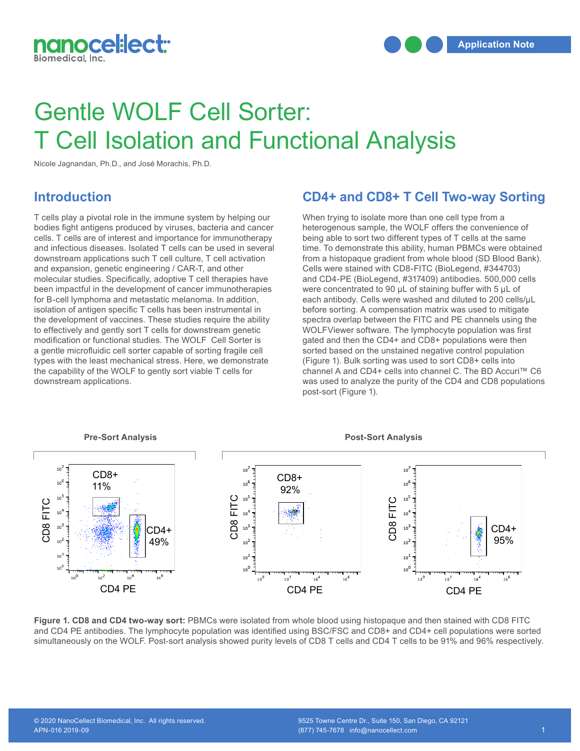# Gentle WOLF Cell Sorter: T Cell Isolation and Functional Analysis

Nicole Jagnandan, Ph.D., and José Morachis, Ph.D.

## Introduction

T cells play a pivotal role in the immune system by helping our bodies fight antigens produced by viruses, bacteria and cancer cells. T cells are of interest and importance for immunotherapy and infectious diseases. Isolated T cells can be used in several downstream applications such T cell culture, T cell activation and expansion, genetic engineering / CAR-T, and other molecular studies. Specifically, adoptive T cell therapies have been impactful in the development of cancer immunotherapies for B-cell lymphoma and metastatic melanoma. In addition, isolation of antigen specific T cells has been instrumental in the development of vaccines. These studies require the ability to effectively and gently sort T cells for downstream genetic modification or functional studies. The WOLF Cell Sorter is a gentle microfluidic cell sorter capable of sorting fragile cell types with the least mechanical stress. Here, we demonstrate the capability of the WOLF to gently sort viable T cells for downstream applications.

## CD4+ and CD8+ T Cell Two-way Sorting

When trying to isolate more than one cell type from a heterogenous sample, the WOLF offers the convenience of being able to sort two different types of T cells at the same time. To demonstrate this ability, human PBMCs were obtained from a histopaque gradient from whole blood (SD Blood Bank). Cells were stained with CD8-FITC (BioLegend, #344703) and CD4-PE (BioLegend, #317409) antibodies. 500,000 cells were concentrated to 90 µL of staining buffer with 5 µL of each antibody. Cells were washed and diluted to 200 cells/µL before sorting. A compensation matrix was used to mitigate spectra overlap between the FITC and PE channels using the WOLFViewer software. The lymphocyte population was first gated and then the CD4+ and CD8+ populations were then sorted based on the unstained negative control population (Figure 1). Bulk sorting was used to sort CD8+ cells into channel A and CD4+ cells into channel C. The BD Accuri™ C6 was used to analyze the purity of the CD4 and CD8 populations post-sort (Figure 1).

**Pre-Sort Analysis** | **Post-Sort Analysis**

**Figure 1. CD8 and CD4 two-way sort:** PBMCs were isolated from whole blood using histopaque and then stained with CD8 FITC and CD4 PE antibodies. The lymphocyte population was identified using BSC/FSC and CD8+ and CD4+ cell populations were sorted simultaneously on the WOLF. Post-sort analysis showed purity levels of CD8 T cells and CD4 T cells to be 91% and 96% respectively.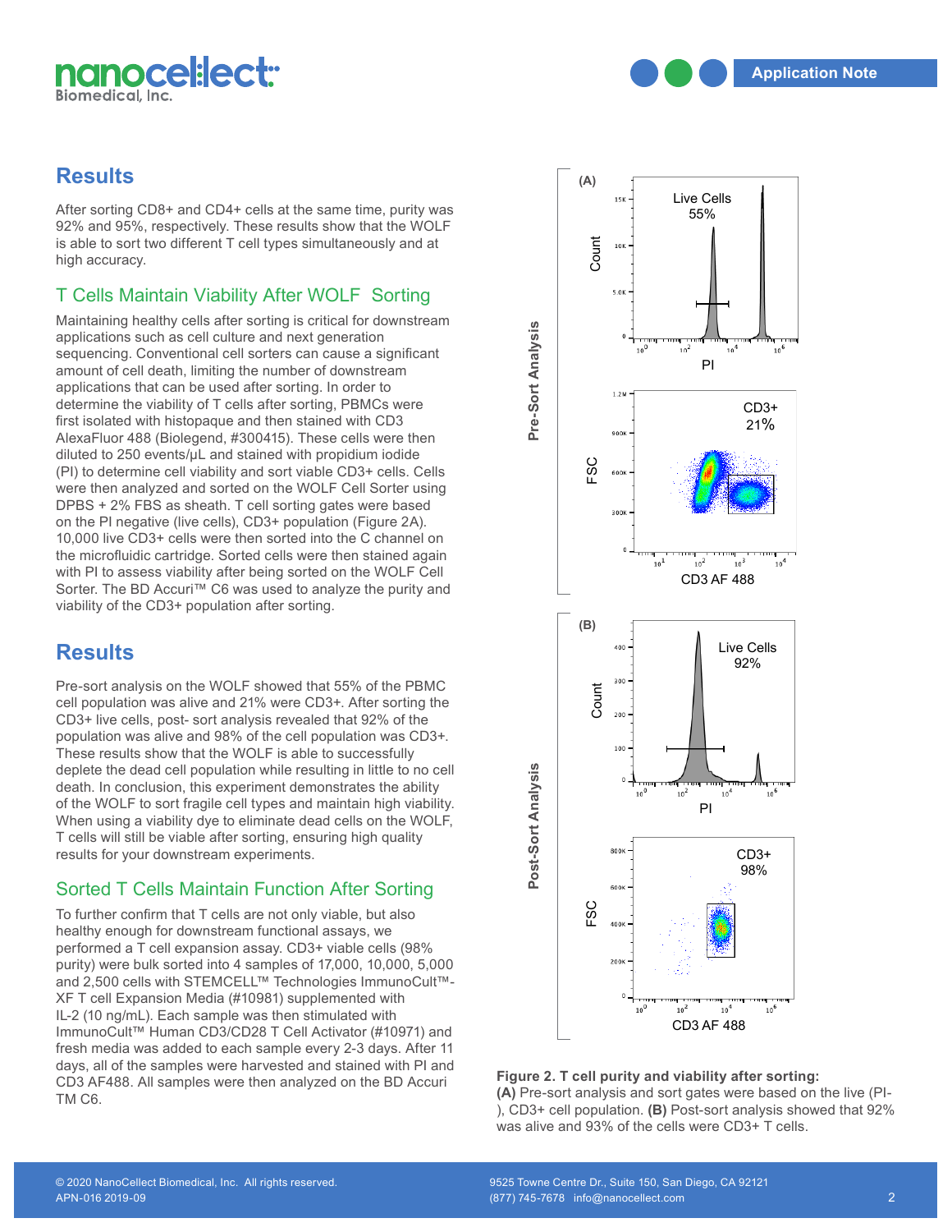## Results

After sorting CD8+ and CD4+ cells at the same time, purity was 92% and 95%, respectively. These results show that the WOLF is able to sort two different T cell types simultaneously and at high accuracy.

### T Cells Maintain Viability After WOLF Sorting

Maintaining healthy cells after sorting is critical for downstream applications such as cell culture and next generation sequencing. Conventional cell sorters can cause a significant amount of cell death, limiting the number of downstream applications that can be used after sorting. In order to determine the viability of T cells after sorting, PBMCs were first isolated with histopaque and then stained with CD3 AlexaFluor 488 (Biolegend, #300415). These cells were then diluted to 250 events/μL and stained with propidium iodide (PI) to determine cell viability and sort viable CD3+ cells. Cells were then analyzed and sorted on the WOLF Cell Sorter using DPBS + 2% FBS as sheath. T cell sorting gates were based on the PI negative (live cells), CD3+ population (Figure 2A). 10,000 live CD3+ cells were then sorted into the C channel on the microfluidic cartridge. Sorted cells were then stained again with PI to assess viability after being sorted on the WOLF Cell Sorter. The BD Accuri™ C6 was used to analyze the purity and viability of the CD3+ population after sorting.

## Results

Pre-sort analysis on the WOLF showed that 55% of the PBMC cell population was alive and 21% were CD3+. After sorting the CD3+ live cells, post- sort analysis revealed that 92% of the population was alive and 98% of the cell population was CD3+. These results show that the WOLF is able to successfully deplete the dead cell population while resulting in little to no cell death. In conclusion, this experiment demonstrates the ability of the WOLF to sort fragile cell types and maintain high viability. When using a viability dye to eliminate dead cells on the WOLF, T cells will still be viable after sorting, ensuring high quality results for your downstream experiments.

### Sorted T Cells Maintain Function After Sorting

To further confirm that T cells are not only viable, but also healthy enough for downstream functional assays, we performed a T cell expansion assay. CD3+ viable cells (98% purity) were bulk sorted into 4 samples of 17,000, 10,000, 5,000 and 2,500 cells with STEMCELL™ Technologies ImmunoCult™-XF T cell Expansion Media (#10981) supplemented with IL-2 (10 ng/mL). Each sample was then stimulated with ImmunoCult™ Human CD3/CD28 T Cell Activator (#10971) and fresh media was added to each sample every 2-3 days. After 11 days, all of the samples were harvested and stained with PI and CD3 AF488. All samples were then analyzed on the BD Accuri TM C6.

**Figure 2. T cell purity and viability after sorting:** **(A)** Pre-sort analysis and sort gates were based on the live (PI-), CD3+ cell population. **(B)** Post-sort analysis showed that 92% was alive and 93% of the cells were CD3+ T cells.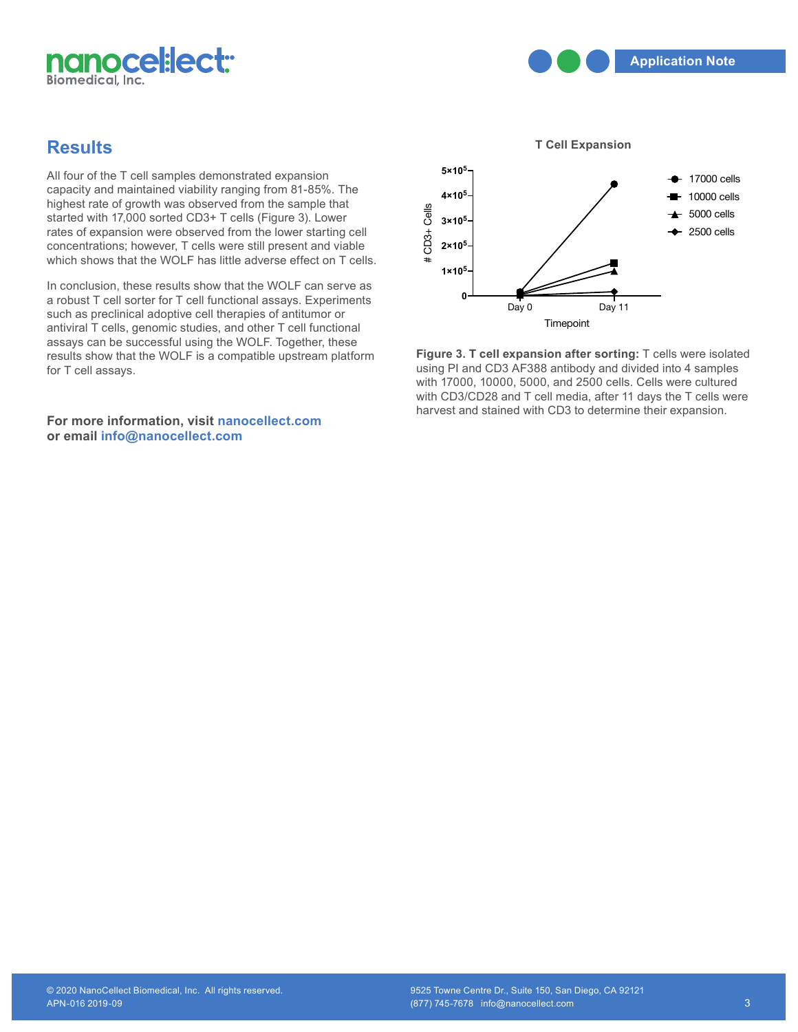## Results

All four of the T cell samples demonstrated expansion capacity and maintained viability ranging from 81-85%. The highest rate of growth was observed from the sample that started with 17,000 sorted CD3+ T cells (Figure 3). Lower rates of expansion were observed from the lower starting cell concentrations; however, T cells were still present and viable which shows that the WOLF has little adverse effect on T cells.

In conclusion, these results show that the WOLF can serve as a robust T cell sorter for T cell functional assays. Experiments such as preclinical adoptive cell therapies of antitumor or antiviral T cells, genomic studies, and other T cell functional assays can be successful using the WOLF. Together, these results show that the WOLF is a compatible upstream platform for T cell assays.

**For more information, visit nanocellect.com or email info@nanocellect.com**

T Cell Expansion

$5\times10^5$
$4\times10^5$
$3\times10^5$
$2\times10^5$
$1\times10^5$
0

# CD3+ Cells

Day 0
Day 11

Timepoint

17000 cells
10000 cells
5000 cells
2500 cells

**Figure 3. T cell expansion after sorting:** T cells were isolated using PI and CD3 AF388 antibody and divided into 4 samples with 17000, 10000, 5000, and 2500 cells. Cells were cultured with CD3/CD28 and T cell media, after 11 days the T cells were harvest and stained with CD3 to determine their expansion.

© 2020 NanoCellect Biomedical, Inc. All rights reserved.
APN-016 2019-09

9525 Towne Centre Dr., Suite 150, San Diego, CA 92121
(877) 745-7678 info@nanocellect.com